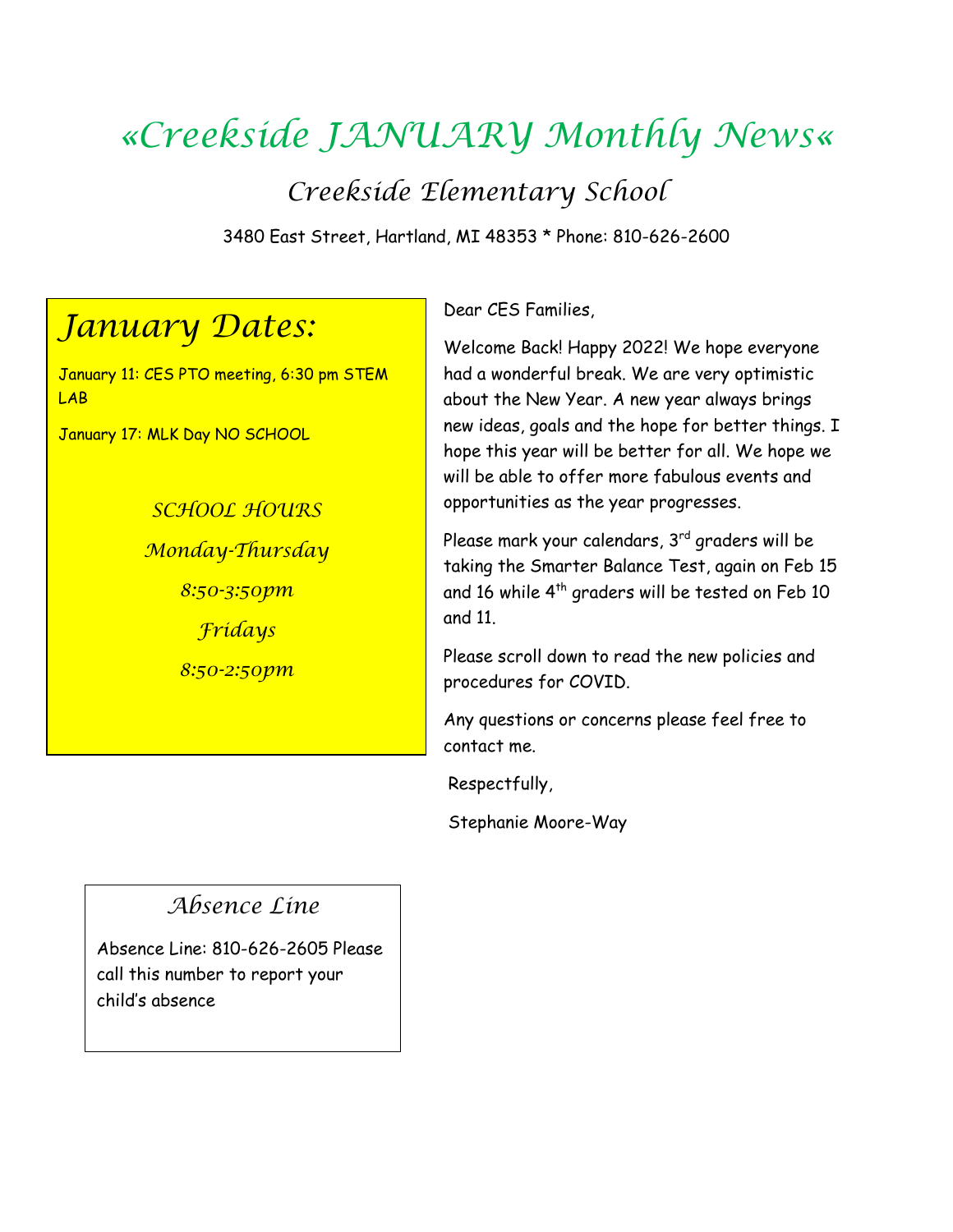# «Creekside JANUARY Monthly News«

## Creekside Elementary School

3480 East Street, Hartland, MI 48353 * Phone: 810-626-2600

Dear CES Families,

Welcome Back! Happy 2022! We hope everyone had a wonderful break. We are very optimistic about the New Year. A new year always brings new ideas, goals and the hope for better things. I hope this year will be better for all. We hope we will be able to offer more fabulous events and opportunities as the year progresses.

Please mark your calendars, 3rd graders will be taking the Smarter Balance Test, again on Feb 15 and 16 while 4th graders will be tested on Feb 10 and 11.

Please scroll down to read the new policies and procedures for COVID.

Any questions or concerns please feel free to contact me.

Respectfully,

Stephanie Moore-Way

## January Dates:

January 11: CES PTO meeting, 6:30 pm STEM LAB

January 17: MLK Day NO SCHOOL

*SCHOOL HOURS*

*Monday-Thursday*

*8:50-3:50pm*

*Fridays*

*8:50-2:50pm*

## Absence Line

Absence Line: 810-626-2605 Please call this number to report your child's absence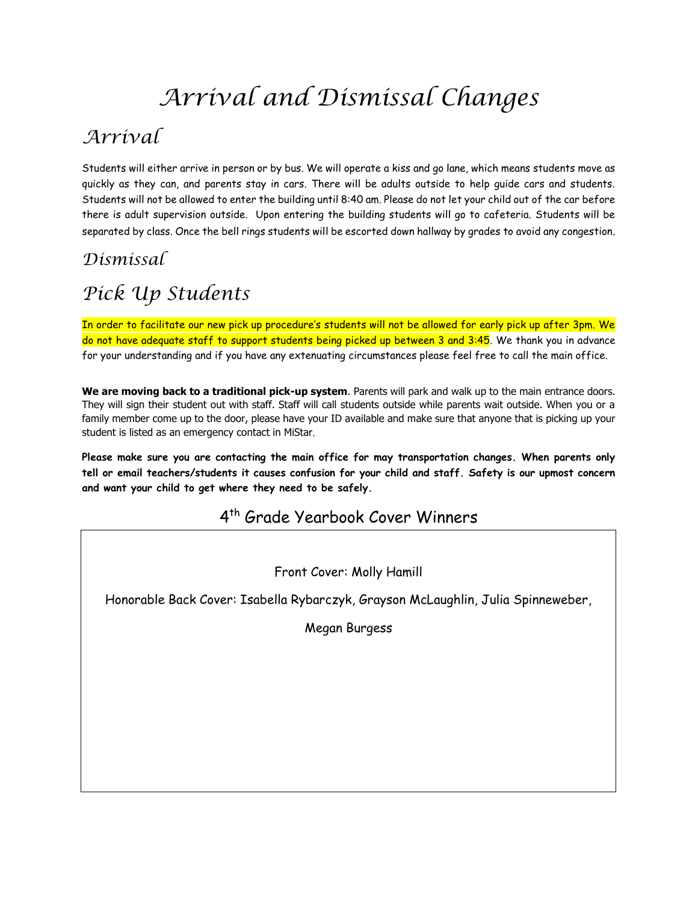# Arrival and Dismissal Changes

## Arrival

Students will either arrive in person or by bus. We will operate a kiss and go lane, which means students move as quickly as they can, and parents stay in cars. There will be adults outside to help guide cars and students. Students will not be allowed to enter the building until 8:40 am. Please do not let your child out of the car before there is adult supervision outside. Upon entering the building students will go to cafeteria. Students will be separated by class. Once the bell rings students will be escorted down hallway by grades to avoid any congestion.

### Dismissal

## Pick Up Students

In order to facilitate our new pick up procedure's students will not be allowed for early pick up after 3pm. We do not have adequate staff to support students being picked up between 3 and 3:45. We thank you in advance for your understanding and if you have any extenuating circumstances please feel free to call the main office.

**We are moving back to a traditional pick-up system**. Parents will park and walk up to the main entrance doors. They will sign their student out with staff. Staff will call students outside while parents wait outside. When you or a family member come up to the door, please have your ID available and make sure that anyone that is picking up your student is listed as an emergency contact in MiStar.

**Please make sure you are contacting the main office for may transportation changes. When parents only tell or email teachers/students it causes confusion for your child and staff. Safety is our upmost concern and want your child to get where they need to be safely.**

## 4th Grade Yearbook Cover Winners

Front Cover: Molly Hamill

Honorable Back Cover: Isabella Rybarczyk, Grayson McLaughlin, Julia Spinneweber, Megan Burgess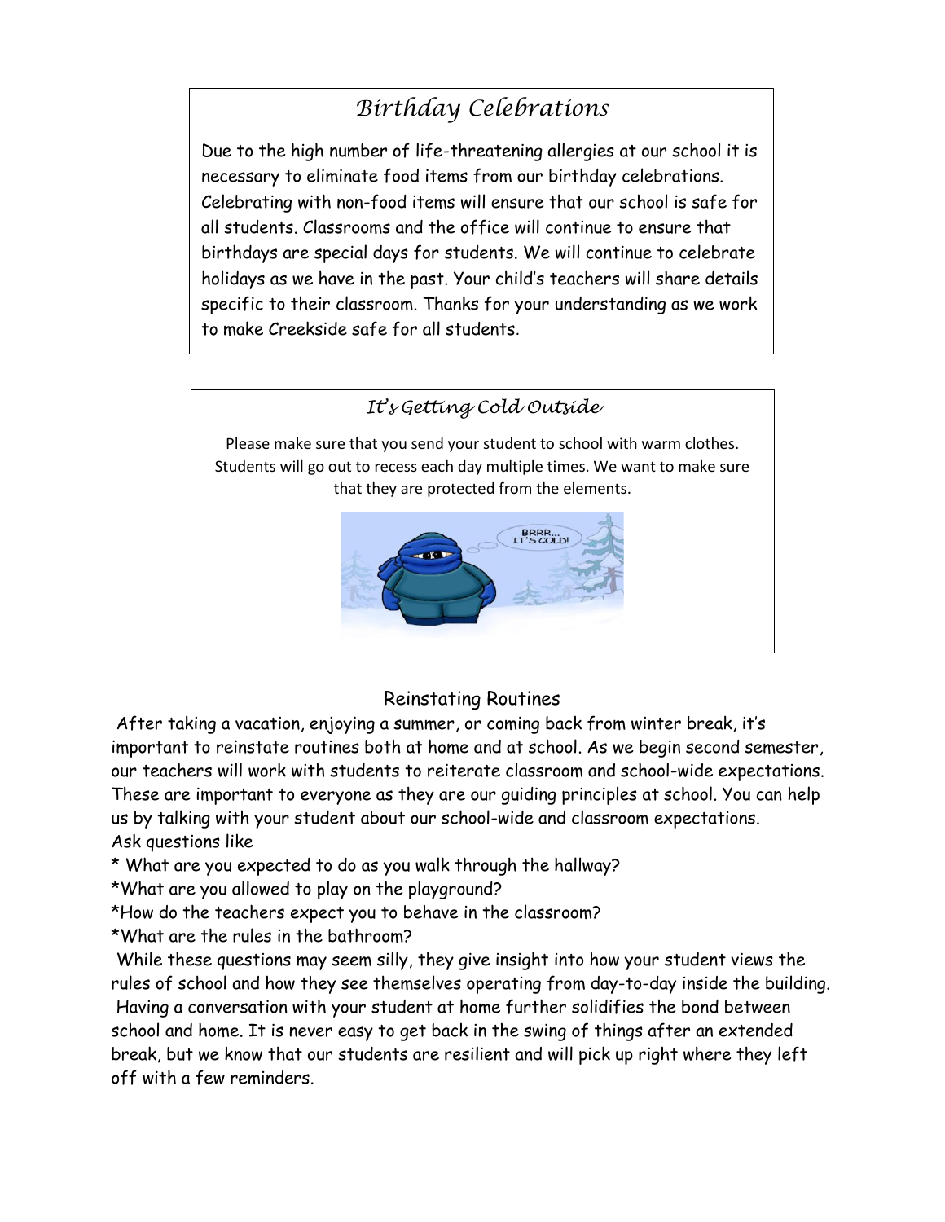## Birthday Celebrations

Due to the high number of life-threatening allergies at our school it is necessary to eliminate food items from our birthday celebrations. Celebrating with non-food items will ensure that our school is safe for all students. Classrooms and the office will continue to ensure that birthdays are special days for students. We will continue to celebrate holidays as we have in the past. Your child's teachers will share details specific to their classroom. Thanks for your understanding as we work to make Creekside safe for all students.

## It's Getting Cold Outside

Please make sure that you send your student to school with warm clothes. Students will go out to recess each day multiple times. We want to make sure that they are protected from the elements.

## Reinstating Routines

After taking a vacation, enjoying a summer, or coming back from winter break, it's important to reinstate routines both at home and at school. As we begin second semester, our teachers will work with students to reiterate classroom and school-wide expectations. These are important to everyone as they are our guiding principles at school. You can help us by talking with your student about our school-wide and classroom expectations.

Ask questions like

* What are you expected to do as you walk through the hallway?
* What are you allowed to play on the playground?
* How do the teachers expect you to behave in the classroom?
* What are the rules in the bathroom?

While these questions may seem silly, they give insight into how your student views the rules of school and how they see themselves operating from day-to-day inside the building. Having a conversation with your student at home further solidifies the bond between school and home. It is never easy to get back in the swing of things after an extended break, but we know that our students are resilient and will pick up right where they left off with a few reminders.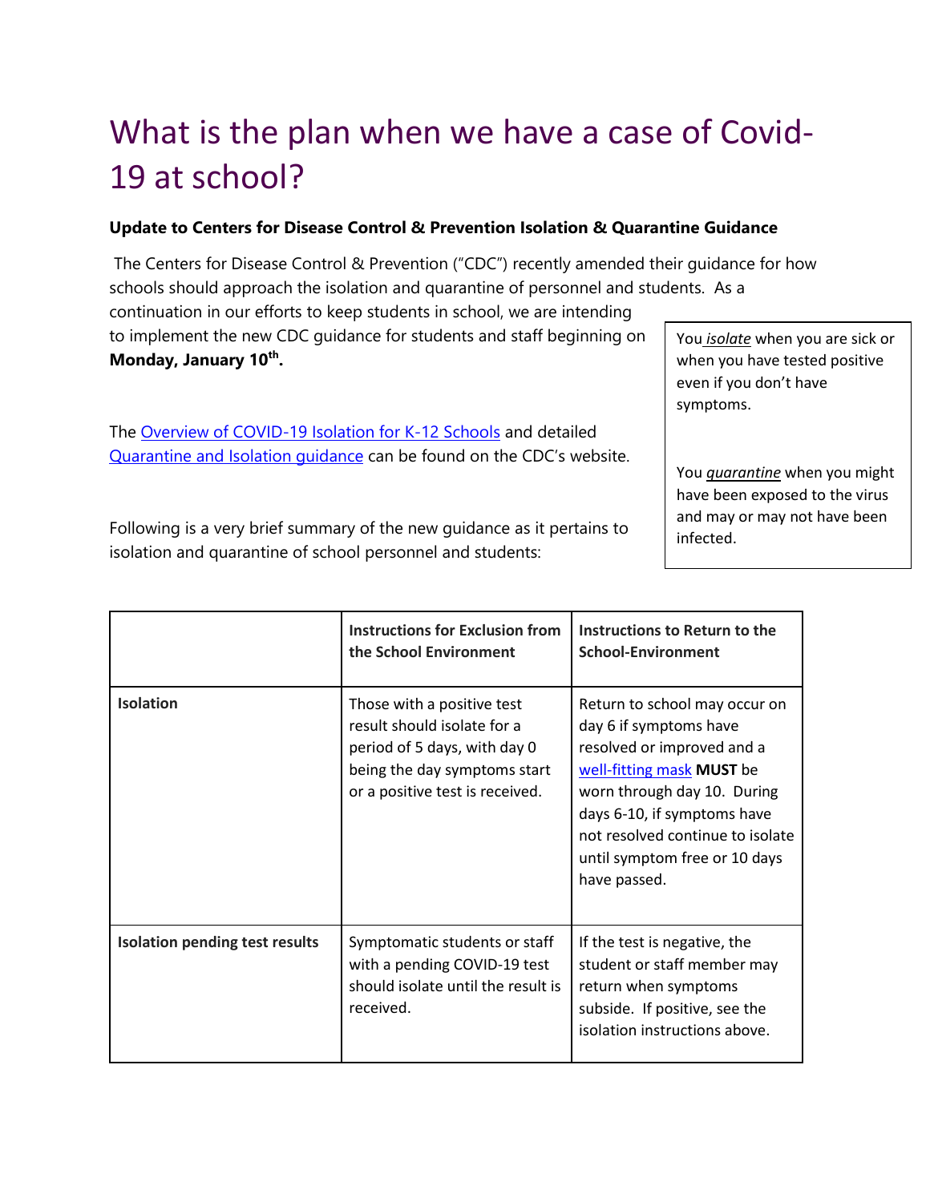# What is the plan when we have a case of Covid-19 at school?

**Update to Centers for Disease Control & Prevention Isolation & Quarantine Guidance**

The Centers for Disease Control & Prevention ("CDC") recently amended their guidance for how schools should approach the isolation and quarantine of personnel and students. As a continuation in our efforts to keep students in school, we are intending to implement the new CDC guidance for students and staff beginning on **Monday, January 10th.**

The Overview of COVID-19 Isolation for K-12 Schools and detailed Quarantine and Isolation guidance can be found on the CDC's website.

Following is a very brief summary of the new guidance as it pertains to isolation and quarantine of school personnel and students:

> You *isolate* when you are sick or when you have tested positive even if you don't have symptoms.
>
> You *quarantine* when you might have been exposed to the virus and may or may not have been infected.

| | **Instructions for Exclusion from the School Environment** | **Instructions to Return to the School-Environment** |
|---|---|---|
| **Isolation** | Those with a positive test result should isolate for a period of 5 days, with day 0 being the day symptoms start or a positive test is received. | Return to school may occur on day 6 if symptoms have resolved or improved and a well-fitting mask **MUST** be worn through day 10. During days 6-10, if symptoms have not resolved continue to isolate until symptom free or 10 days have passed. |
| **Isolation pending test results** | Symptomatic students or staff with a pending COVID-19 test should isolate until the result is received. | If the test is negative, the student or staff member may return when symptoms subside. If positive, see the isolation instructions above. |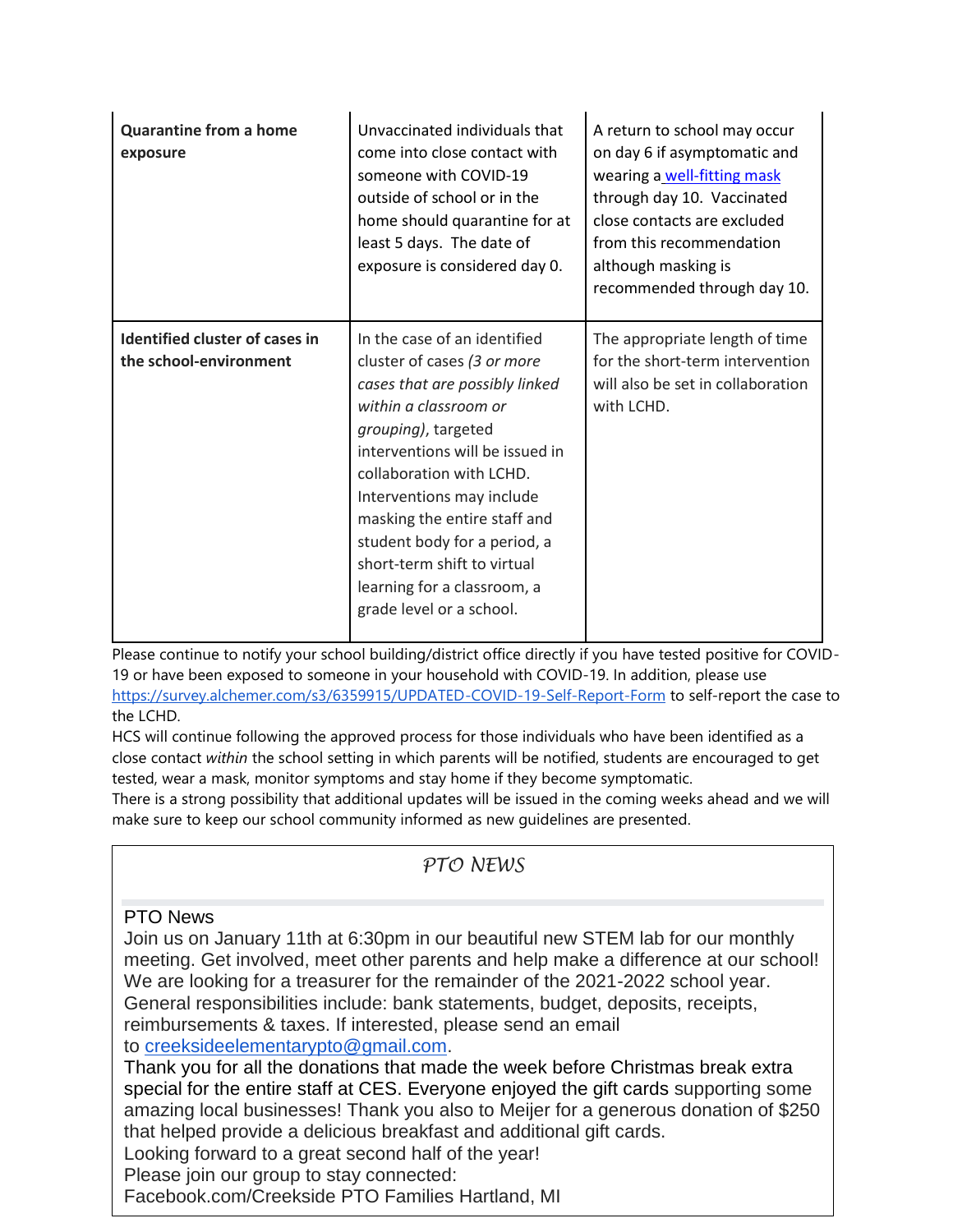| | | |
|---|---|---|
| **Quarantine from a home exposure** | Unvaccinated individuals that come into close contact with someone with COVID-19 outside of school or in the home should quarantine for at least 5 days. The date of exposure is considered day 0. | A return to school may occur on day 6 if asymptomatic and wearing a well-fitting mask through day 10. Vaccinated close contacts are excluded from this recommendation although masking is recommended through day 10. |
| **Identified cluster of cases in the school-environment** | In the case of an identified cluster of cases *(3 or more cases that are possibly linked within a classroom or grouping)*, targeted interventions will be issued in collaboration with LCHD. Interventions may include masking the entire staff and student body for a period, a short-term shift to virtual learning for a classroom, a grade level or a school. | The appropriate length of time for the short-term intervention will also be set in collaboration with LCHD. |

Please continue to notify your school building/district office directly if you have tested positive for COVID-19 or have been exposed to someone in your household with COVID-19. In addition, please use https://survey.alchemer.com/s3/6359915/UPDATED-COVID-19-Self-Report-Form to self-report the case to the LCHD.

HCS will continue following the approved process for those individuals who have been identified as a close contact *within* the school setting in which parents will be notified, students are encouraged to get tested, wear a mask, monitor symptoms and stay home if they become symptomatic.

There is a strong possibility that additional updates will be issued in the coming weeks ahead and we will make sure to keep our school community informed as new guidelines are presented.

## PTO NEWS

PTO News

Join us on January 11th at 6:30pm in our beautiful new STEM lab for our monthly meeting. Get involved, meet other parents and help make a difference at our school! We are looking for a treasurer for the remainder of the 2021-2022 school year. General responsibilities include: bank statements, budget, deposits, receipts, reimbursements & taxes. If interested, please send an email to creeksideelementarypto@gmail.com.

Thank you for all the donations that made the week before Christmas break extra special for the entire staff at CES. Everyone enjoyed the gift cards supporting some amazing local businesses! Thank you also to Meijer for a generous donation of $250 that helped provide a delicious breakfast and additional gift cards.

Looking forward to a great second half of the year!

Please join our group to stay connected:

Facebook.com/Creekside PTO Families Hartland, MI